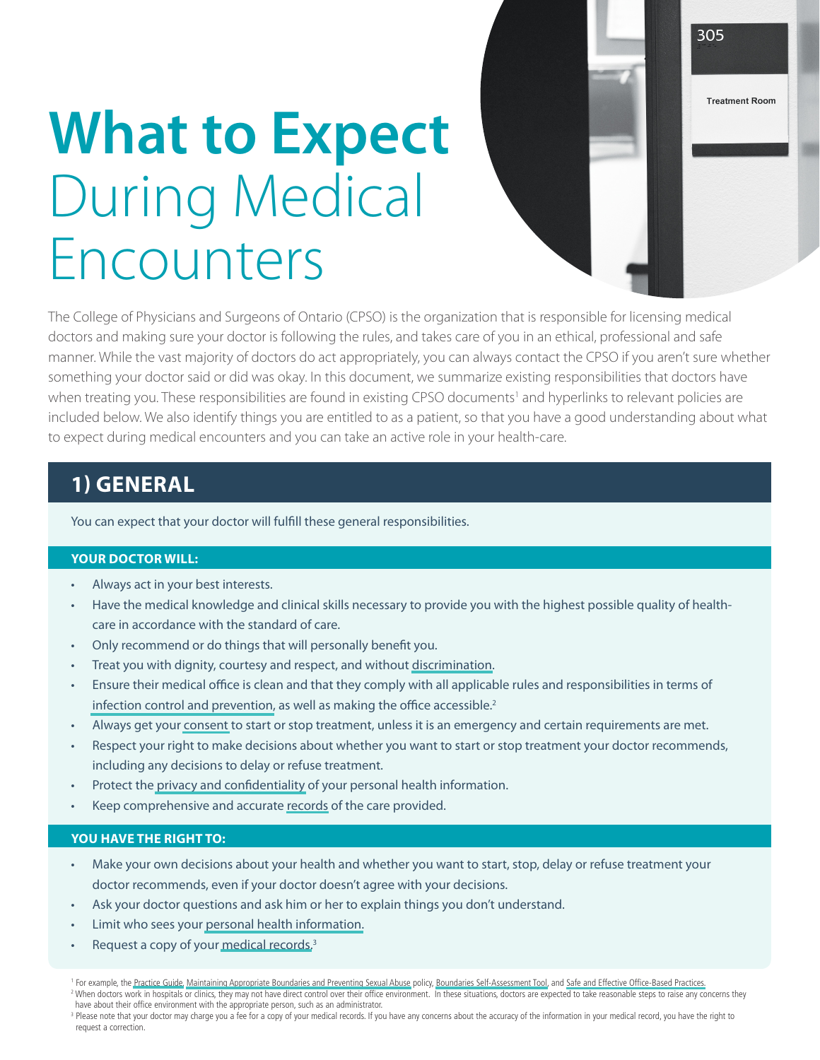# What to Expect During Medical Encounters

The College of Physicians and Surgeons of Ontario (CPSO) is the organization that is responsible for licensing medical doctors and making sure your doctor is following the rules, and takes care of you in an ethical, professional and safe manner. While the vast majority of doctors do act appropriately, you can always contact the CPSO if you aren't sure whether something your doctor said or did was okay. In this document, we summarize existing responsibilities that doctors have when treating you. These responsibilities are found in existing CPSO documents[1] and hyperlinks to relevant policies are included below. We also identify things you are entitled to as a patient, so that you have a good understanding about what to expect during medical encounters and you can take an active role in your health-care.

## 1) GENERAL

You can expect that your doctor will fulfill these general responsibilities.

### YOUR DOCTOR WILL:

- Always act in your best interests.
- Have the medical knowledge and clinical skills necessary to provide you with the highest possible quality of health-care in accordance with the standard of care.
- Only recommend or do things that will personally benefit you.
- Treat you with dignity, courtesy and respect, and without discrimination.
- Ensure their medical office is clean and that they comply with all applicable rules and responsibilities in terms of infection control and prevention, as well as making the office accessible.[2]
- Always get your consent to start or stop treatment, unless it is an emergency and certain requirements are met.
- Respect your right to make decisions about whether you want to start or stop treatment your doctor recommends, including any decisions to delay or refuse treatment.
- Protect the privacy and confidentiality of your personal health information.
- Keep comprehensive and accurate records of the care provided.

### YOU HAVE THE RIGHT TO:

- Make your own decisions about your health and whether you want to start, stop, delay or refuse treatment your doctor recommends, even if your doctor doesn't agree with your decisions.
- Ask your doctor questions and ask him or her to explain things you don't understand.
- Limit who sees your personal health information.
- Request a copy of your medical records.[3]

[1] For example, the Practice Guide, Maintaining Appropriate Boundaries and Preventing Sexual Abuse policy, Boundaries Self-Assessment Tool, and Safe and Effective Office-Based Practices.

[2] When doctors work in hospitals or clinics, they may not have direct control over their office environment. In these situations, doctors are expected to take reasonable steps to raise any concerns they have about their office environment with the appropriate person, such as an administrator.

[3] Please note that your doctor may charge you a fee for a copy of your medical records. If you have any concerns about the accuracy of the information in your medical record, you have the right to request a correction.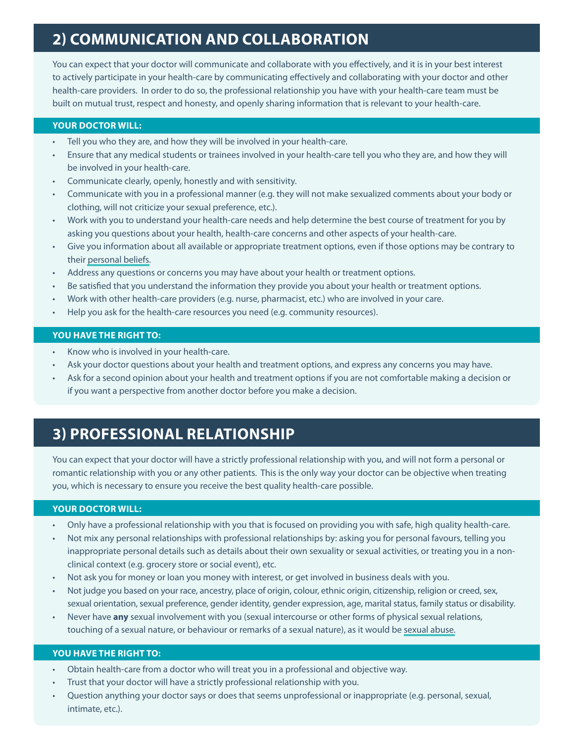## 2) COMMUNICATION AND COLLABORATION

You can expect that your doctor will communicate and collaborate with you effectively, and it is in your best interest to actively participate in your health-care by communicating effectively and collaborating with your doctor and other health-care providers. In order to do so, the professional relationship you have with your health-care team must be built on mutual trust, respect and honesty, and openly sharing information that is relevant to your health-care.

### YOUR DOCTOR WILL:

- Tell you who they are, and how they will be involved in your health-care.
- Ensure that any medical students or trainees involved in your health-care tell you who they are, and how they will be involved in your health-care.
- Communicate clearly, openly, honestly and with sensitivity.
- Communicate with you in a professional manner (e.g. they will not make sexualized comments about your body or clothing, will not criticize your sexual preference, etc.).
- Work with you to understand your health-care needs and help determine the best course of treatment for you by asking you questions about your health, health-care concerns and other aspects of your health-care.
- Give you information about all available or appropriate treatment options, even if those options may be contrary to their personal beliefs.
- Address any questions or concerns you may have about your health or treatment options.
- Be satisfied that you understand the information they provide you about your health or treatment options.
- Work with other health-care providers (e.g. nurse, pharmacist, etc.) who are involved in your care.
- Help you ask for the health-care resources you need (e.g. community resources).

### YOU HAVE THE RIGHT TO:

- Know who is involved in your health-care.
- Ask your doctor questions about your health and treatment options, and express any concerns you may have.
- Ask for a second opinion about your health and treatment options if you are not comfortable making a decision or if you want a perspective from another doctor before you make a decision.

## 3) PROFESSIONAL RELATIONSHIP

You can expect that your doctor will have a strictly professional relationship with you, and will not form a personal or romantic relationship with you or any other patients. This is the only way your doctor can be objective when treating you, which is necessary to ensure you receive the best quality health-care possible.

### YOUR DOCTOR WILL:

- Only have a professional relationship with you that is focused on providing you with safe, high quality health-care.
- Not mix any personal relationships with professional relationships by: asking you for personal favours, telling you inappropriate personal details such as details about their own sexuality or sexual activities, or treating you in a non-clinical context (e.g. grocery store or social event), etc.
- Not ask you for money or loan you money with interest, or get involved in business deals with you.
- Not judge you based on your race, ancestry, place of origin, colour, ethnic origin, citizenship, religion or creed, sex, sexual orientation, sexual preference, gender identity, gender expression, age, marital status, family status or disability.
- Never have **any** sexual involvement with you (sexual intercourse or other forms of physical sexual relations, touching of a sexual nature, or behaviour or remarks of a sexual nature), as it would be sexual abuse.

### YOU HAVE THE RIGHT TO:

- Obtain health-care from a doctor who will treat you in a professional and objective way.
- Trust that your doctor will have a strictly professional relationship with you.
- Question anything your doctor says or does that seems unprofessional or inappropriate (e.g. personal, sexual, intimate, etc.).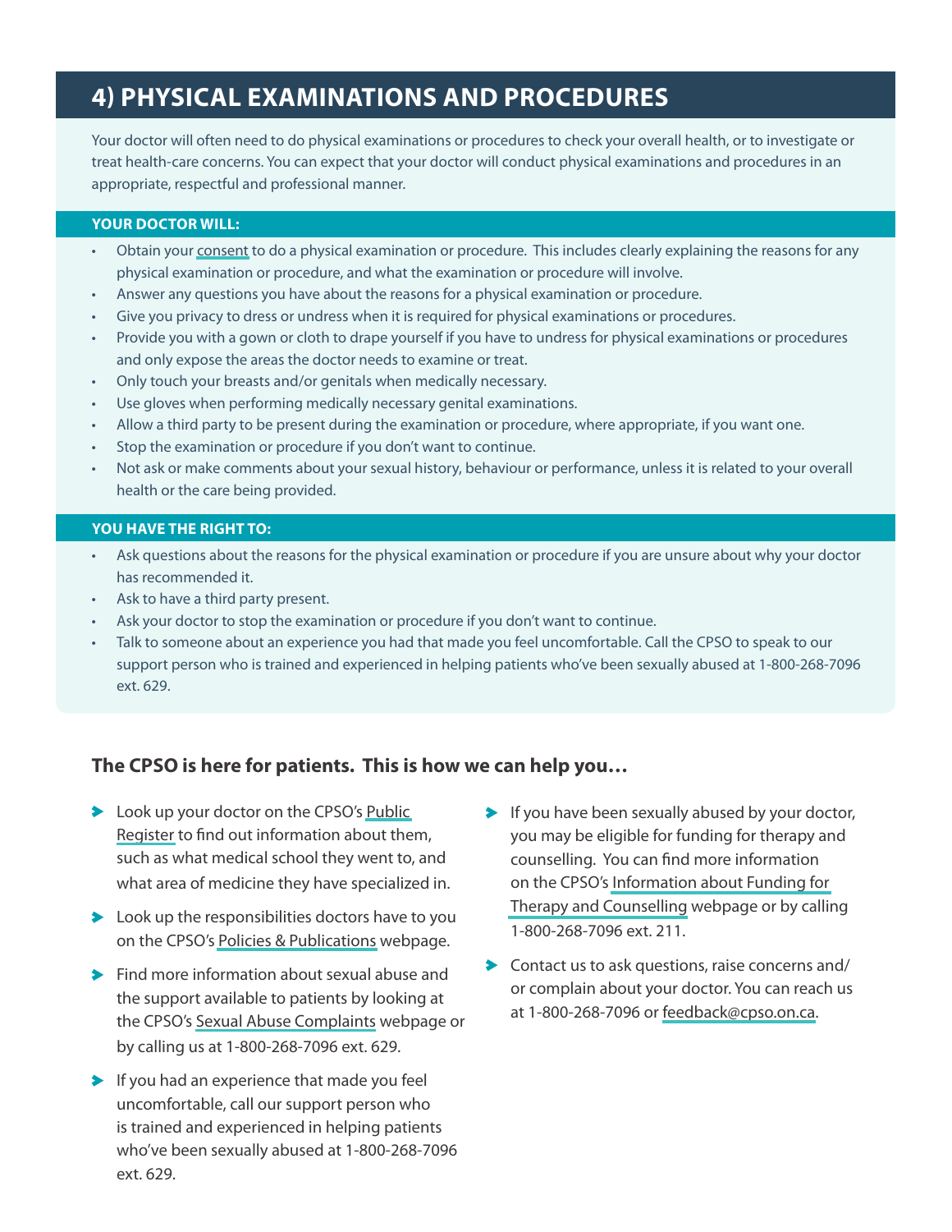## 4) PHYSICAL EXAMINATIONS AND PROCEDURES

Your doctor will often need to do physical examinations or procedures to check your overall health, or to investigate or treat health-care concerns. You can expect that your doctor will conduct physical examinations and procedures in an appropriate, respectful and professional manner.

### YOUR DOCTOR WILL:

- Obtain your consent to do a physical examination or procedure. This includes clearly explaining the reasons for any physical examination or procedure, and what the examination or procedure will involve.
- Answer any questions you have about the reasons for a physical examination or procedure.
- Give you privacy to dress or undress when it is required for physical examinations or procedures.
- Provide you with a gown or cloth to drape yourself if you have to undress for physical examinations or procedures and only expose the areas the doctor needs to examine or treat.
- Only touch your breasts and/or genitals when medically necessary.
- Use gloves when performing medically necessary genital examinations.
- Allow a third party to be present during the examination or procedure, where appropriate, if you want one.
- Stop the examination or procedure if you don't want to continue.
- Not ask or make comments about your sexual history, behaviour or performance, unless it is related to your overall health or the care being provided.

### YOU HAVE THE RIGHT TO:

- Ask questions about the reasons for the physical examination or procedure if you are unsure about why your doctor has recommended it.
- Ask to have a third party present.
- Ask your doctor to stop the examination or procedure if you don't want to continue.
- Talk to someone about an experience you had that made you feel uncomfortable. Call the CPSO to speak to our support person who is trained and experienced in helping patients who've been sexually abused at 1-800-268-7096 ext. 629.

### The CPSO is here for patients. This is how we can help you…

- Look up your doctor on the CPSO's Public Register to find out information about them, such as what medical school they went to, and what area of medicine they have specialized in.
- Look up the responsibilities doctors have to you on the CPSO's Policies & Publications webpage.
- Find more information about sexual abuse and the support available to patients by looking at the CPSO's Sexual Abuse Complaints webpage or by calling us at 1-800-268-7096 ext. 629.
- If you had an experience that made you feel uncomfortable, call our support person who is trained and experienced in helping patients who've been sexually abused at 1-800-268-7096 ext. 629.
- If you have been sexually abused by your doctor, you may be eligible for funding for therapy and counselling. You can find more information on the CPSO's Information about Funding for Therapy and Counselling webpage or by calling 1-800-268-7096 ext. 211.
- Contact us to ask questions, raise concerns and/or complain about your doctor. You can reach us at 1-800-268-7096 or feedback@cpso.on.ca.